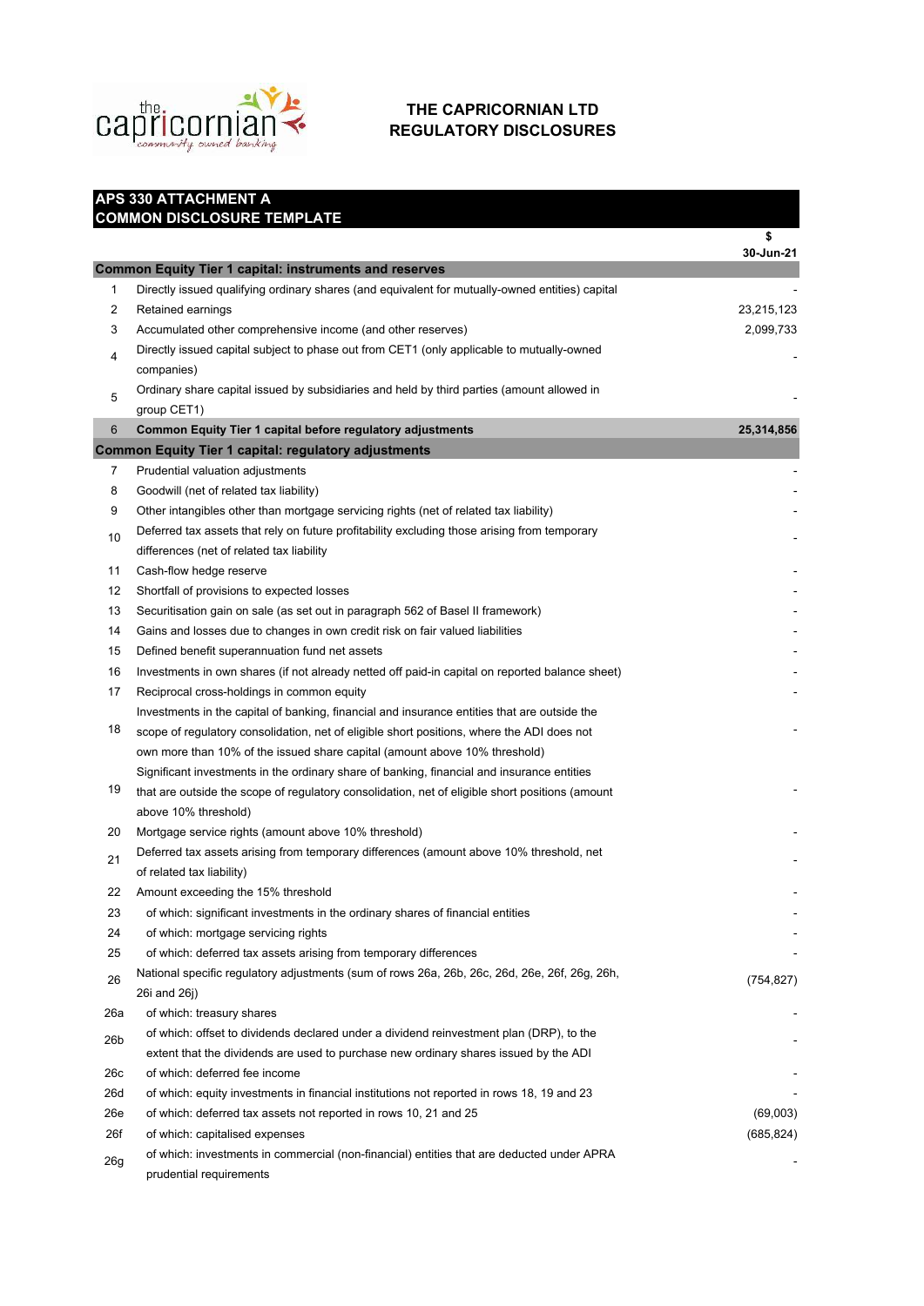# THE CAPRICORNIAN LTD
# REGULATORY DISCLOSURES

## APS 330 ATTACHMENT A
## COMMON DISCLOSURE TEMPLATE

| | | $ 30-Jun-21 |
|---|---|---|
| **Common Equity Tier 1 capital: instruments and reserves** | | |
| 1 | Directly issued qualifying ordinary shares (and equivalent for mutually-owned entities) capital | - |
| 2 | Retained earnings | 23,215,123 |
| 3 | Accumulated other comprehensive income (and other reserves) | 2,099,733 |
| 4 | Directly issued capital subject to phase out from CET1 (only applicable to mutually-owned companies) | - |
| 5 | Ordinary share capital issued by subsidiaries and held by third parties (amount allowed in group CET1) | - |
| 6 | **Common Equity Tier 1 capital before regulatory adjustments** | **25,314,856** |
| **Common Equity Tier 1 capital: regulatory adjustments** | | |
| 7 | Prudential valuation adjustments | - |
| 8 | Goodwill (net of related tax liability) | - |
| 9 | Other intangibles other than mortgage servicing rights (net of related tax liability) | - |
| 10 | Deferred tax assets that rely on future profitability excluding those arising from temporary differences (net of related tax liability | - |
| 11 | Cash-flow hedge reserve | - |
| 12 | Shortfall of provisions to expected losses | - |
| 13 | Securitisation gain on sale (as set out in paragraph 562 of Basel II framework) | - |
| 14 | Gains and losses due to changes in own credit risk on fair valued liabilities | - |
| 15 | Defined benefit superannuation fund net assets | - |
| 16 | Investments in own shares (if not already netted off paid-in capital on reported balance sheet) | - |
| 17 | Reciprocal cross-holdings in common equity | - |
| 18 | Investments in the capital of banking, financial and insurance entities that are outside the scope of regulatory consolidation, net of eligible short positions, where the ADI does not own more than 10% of the issued share capital (amount above 10% threshold) | - |
| 19 | Significant investments in the ordinary share of banking, financial and insurance entities that are outside the scope of regulatory consolidation, net of eligible short positions (amount above 10% threshold) | - |
| 20 | Mortgage service rights (amount above 10% threshold) | - |
| 21 | Deferred tax assets arising from temporary differences (amount above 10% threshold, net of related tax liability) | - |
| 22 | Amount exceeding the 15% threshold | - |
| 23 | of which: significant investments in the ordinary shares of financial entities | - |
| 24 | of which: mortgage servicing rights | - |
| 25 | of which: deferred tax assets arising from temporary differences | - |
| 26 | National specific regulatory adjustments (sum of rows 26a, 26b, 26c, 26d, 26e, 26f, 26g, 26h, 26i and 26j) | (754,827) |
| 26a | of which: treasury shares | - |
| 26b | of which: offset to dividends declared under a dividend reinvestment plan (DRP), to the extent that the dividends are used to purchase new ordinary shares issued by the ADI | - |
| 26c | of which: deferred fee income | - |
| 26d | of which: equity investments in financial institutions not reported in rows 18, 19 and 23 | - |
| 26e | of which: deferred tax assets not reported in rows 10, 21 and 25 | (69,003) |
| 26f | of which: capitalised expenses | (685,824) |
| 26g | of which: investments in commercial (non-financial) entities that are deducted under APRA prudential requirements | - |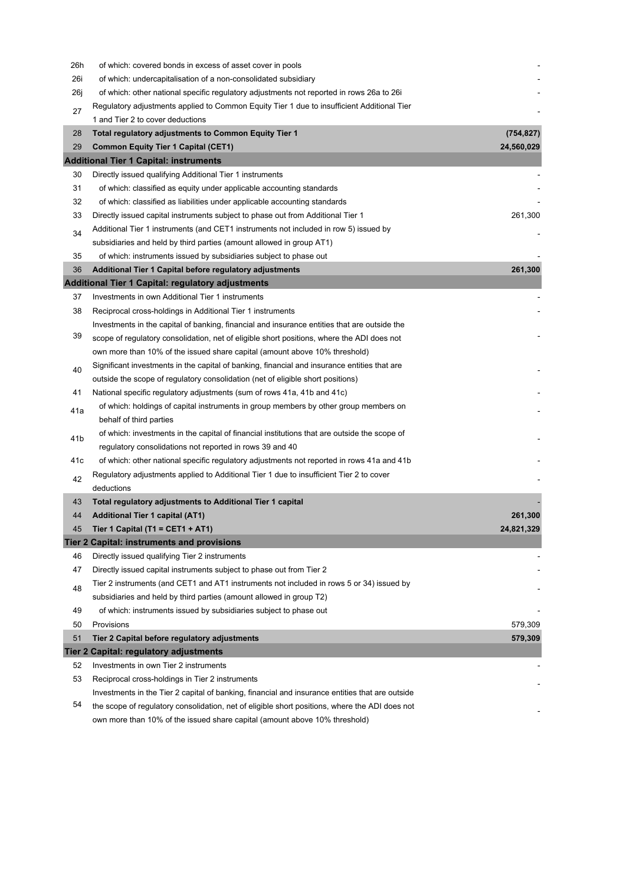| | | |
|---|---|---|
| 26h | of which: covered bonds in excess of asset cover in pools | - |
| 26i | of which: undercapitalisation of a non-consolidated subsidiary | - |
| 26j | of which: other national specific regulatory adjustments not reported in rows 26a to 26i | - |
| 27 | Regulatory adjustments applied to Common Equity Tier 1 due to insufficient Additional Tier 1 and Tier 2 to cover deductions | - |
| 28 | **Total regulatory adjustments to Common Equity Tier 1** | **(754,827)** |
| 29 | **Common Equity Tier 1 Capital (CET1)** | **24,560,029** |
| **Additional Tier 1 Capital: instruments** | | |
| 30 | Directly issued qualifying Additional Tier 1 instruments | - |
| 31 | of which: classified as equity under applicable accounting standards | - |
| 32 | of which: classified as liabilities under applicable accounting standards | - |
| 33 | Directly issued capital instruments subject to phase out from Additional Tier 1 | 261,300 |
| 34 | Additional Tier 1 instruments (and CET1 instruments not included in row 5) issued by subsidiaries and held by third parties (amount allowed in group AT1) | - |
| 35 | of which: instruments issued by subsidiaries subject to phase out | - |
| 36 | **Additional Tier 1 Capital before regulatory adjustments** | **261,300** |
| **Additional Tier 1 Capital: regulatory adjustments** | | |
| 37 | Investments in own Additional Tier 1 instruments | - |
| 38 | Reciprocal cross-holdings in Additional Tier 1 instruments | - |
| 39 | Investments in the capital of banking, financial and insurance entities that are outside the scope of regulatory consolidation, net of eligible short positions, where the ADI does not own more than 10% of the issued share capital (amount above 10% threshold) | - |
| 40 | Significant investments in the capital of banking, financial and insurance entities that are outside the scope of regulatory consolidation (net of eligible short positions) | - |
| 41 | National specific regulatory adjustments (sum of rows 41a, 41b and 41c) | - |
| 41a | of which: holdings of capital instruments in group members by other group members on behalf of third parties | - |
| 41b | of which: investments in the capital of financial institutions that are outside the scope of regulatory consolidations not reported in rows 39 and 40 | - |
| 41c | of which: other national specific regulatory adjustments not reported in rows 41a and 41b | - |
| 42 | Regulatory adjustments applied to Additional Tier 1 due to insufficient Tier 2 to cover deductions | - |
| 43 | **Total regulatory adjustments to Additional Tier 1 capital** | - |
| 44 | **Additional Tier 1 capital (AT1)** | **261,300** |
| 45 | **Tier 1 Capital (T1 = CET1 + AT1)** | **24,821,329** |
| **Tier 2 Capital: instruments and provisions** | | |
| 46 | Directly issued qualifying Tier 2 instruments | - |
| 47 | Directly issued capital instruments subject to phase out from Tier 2 | - |
| 48 | Tier 2 instruments (and CET1 and AT1 instruments not included in rows 5 or 34) issued by subsidiaries and held by third parties (amount allowed in group T2) | - |
| 49 | of which: instruments issued by subsidiaries subject to phase out | - |
| 50 | Provisions | 579,309 |
| 51 | **Tier 2 Capital before regulatory adjustments** | **579,309** |
| **Tier 2 Capital: regulatory adjustments** | | |
| 52 | Investments in own Tier 2 instruments | - |
| 53 | Reciprocal cross-holdings in Tier 2 instruments | - |
| 54 | Investments in the Tier 2 capital of banking, financial and insurance entities that are outside the scope of regulatory consolidation, net of eligible short positions, where the ADI does not own more than 10% of the issued share capital (amount above 10% threshold) | - |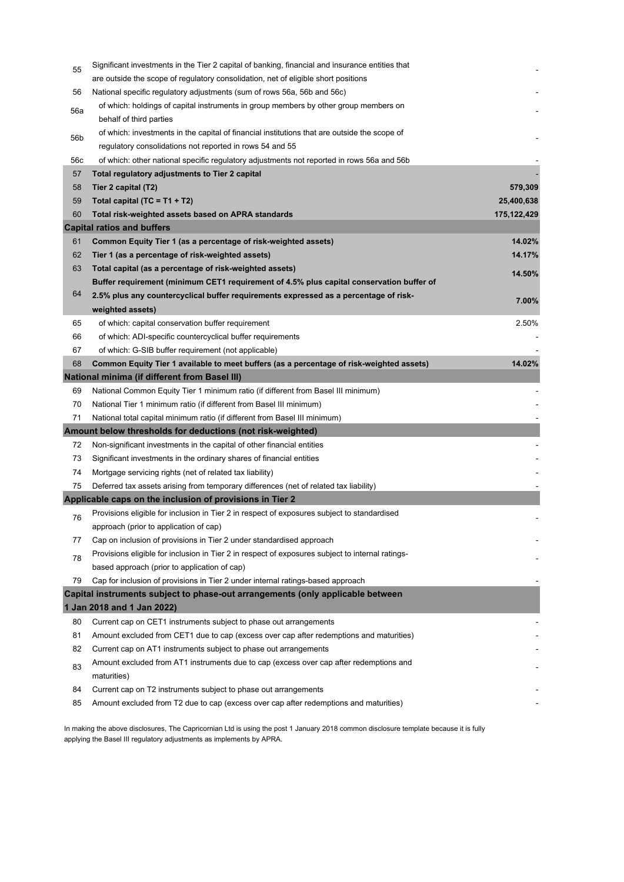| | | |
|---|---|---|
| 55 | Significant investments in the Tier 2 capital of banking, financial and insurance entities that are outside the scope of regulatory consolidation, net of eligible short positions | - |
| 56 | National specific regulatory adjustments (sum of rows 56a, 56b and 56c) | - |
| 56a | of which: holdings of capital instruments in group members by other group members on behalf of third parties | - |
| 56b | of which: investments in the capital of financial institutions that are outside the scope of regulatory consolidations not reported in rows 54 and 55 | - |
| 56c | of which: other national specific regulatory adjustments not reported in rows 56a and 56b | - |
| 57 | **Total regulatory adjustments to Tier 2 capital** | - |
| 58 | **Tier 2 capital (T2)** | **579,309** |
| 59 | **Total capital (TC = T1 + T2)** | **25,400,638** |
| 60 | **Total risk-weighted assets based on APRA standards** | **175,122,429** |
| **Capital ratios and buffers** | | |
| 61 | **Common Equity Tier 1 (as a percentage of risk-weighted assets)** | **14.02%** |
| 62 | **Tier 1 (as a percentage of risk-weighted assets)** | **14.17%** |
| 63 | **Total capital (as a percentage of risk-weighted assets)** | **14.50%** |
| 64 | **Buffer requirement (minimum CET1 requirement of 4.5% plus capital conservation buffer of 2.5% plus any countercyclical buffer requirements expressed as a percentage of risk-weighted assets)** | **7.00%** |
| 65 | of which: capital conservation buffer requirement | 2.50% |
| 66 | of which: ADI-specific countercyclical buffer requirements | - |
| 67 | of which: G-SIB buffer requirement (not applicable) | - |
| 68 | **Common Equity Tier 1 available to meet buffers (as a percentage of risk-weighted assets)** | **14.02%** |
| **National minima (if different from Basel III)** | | |
| 69 | National Common Equity Tier 1 minimum ratio (if different from Basel III minimum) | - |
| 70 | National Tier 1 minimum ratio (if different from Basel III minimum) | - |
| 71 | National total capital minimum ratio (if different from Basel III minimum) | - |
| **Amount below thresholds for deductions (not risk-weighted)** | | |
| 72 | Non-significant investments in the capital of other financial entities | - |
| 73 | Significant investments in the ordinary shares of financial entities | - |
| 74 | Mortgage servicing rights (net of related tax liability) | - |
| 75 | Deferred tax assets arising from temporary differences (net of related tax liability) | - |
| **Applicable caps on the inclusion of provisions in Tier 2** | | |
| 76 | Provisions eligible for inclusion in Tier 2 in respect of exposures subject to standardised approach (prior to application of cap) | - |
| 77 | Cap on inclusion of provisions in Tier 2 under standardised approach | - |
| 78 | Provisions eligible for inclusion in Tier 2 in respect of exposures subject to internal ratings-based approach (prior to application of cap) | - |
| 79 | Cap for inclusion of provisions in Tier 2 under internal ratings-based approach | - |
| **Capital instruments subject to phase-out arrangements (only applicable between 1 Jan 2018 and 1 Jan 2022)** | | |
| 80 | Current cap on CET1 instruments subject to phase out arrangements | - |
| 81 | Amount excluded from CET1 due to cap (excess over cap after redemptions and maturities) | - |
| 82 | Current cap on AT1 instruments subject to phase out arrangements | - |
| 83 | Amount excluded from AT1 instruments due to cap (excess over cap after redemptions and maturities) | - |
| 84 | Current cap on T2 instruments subject to phase out arrangements | - |
| 85 | Amount excluded from T2 due to cap (excess over cap after redemptions and maturities) | - |

In making the above disclosures, The Capricornian Ltd is using the post 1 January 2018 common disclosure template because it is fully applying the Basel III regulatory adjustments as implements by APRA.